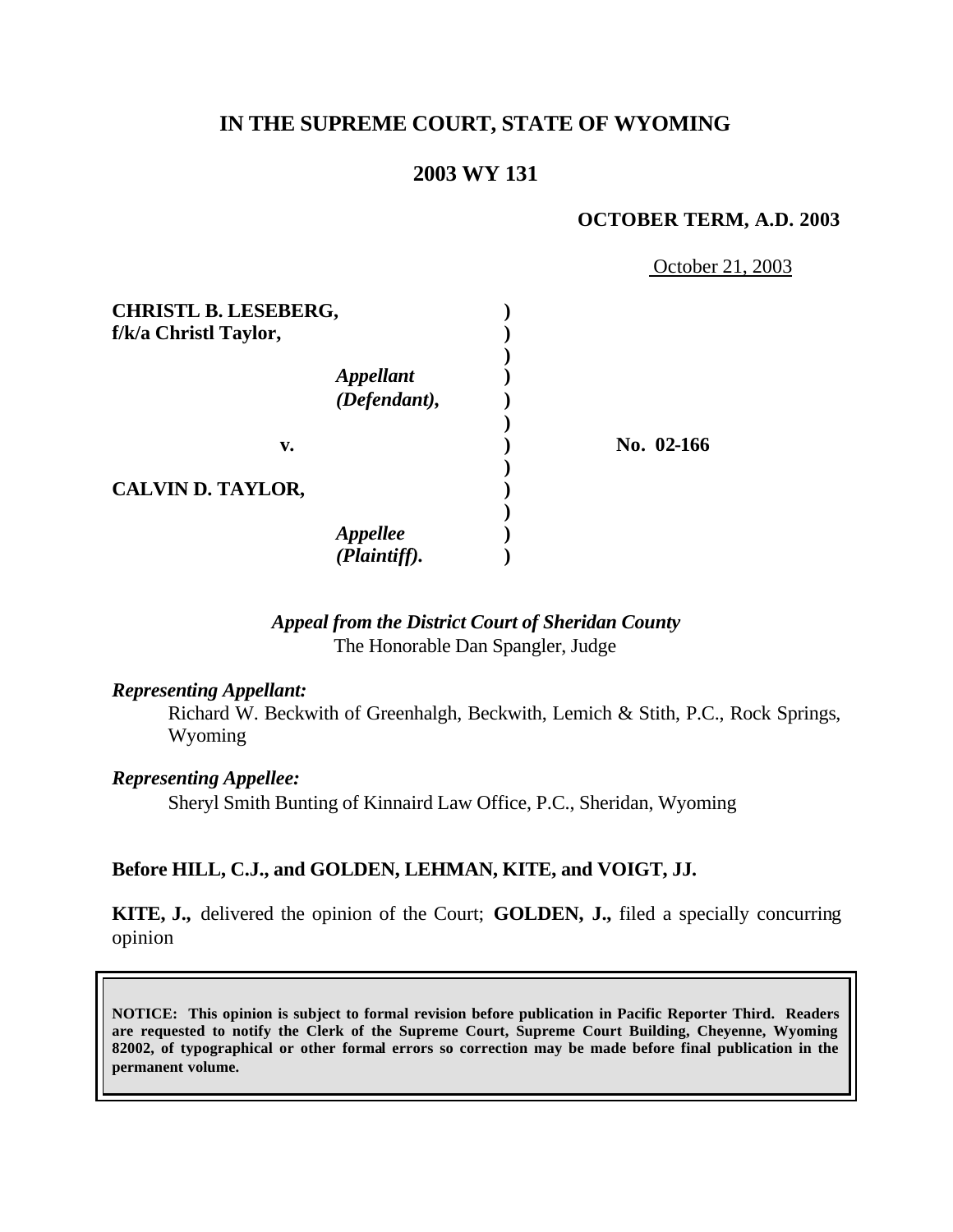# IN THE SUPREME COURT, STATE OF WYOMING

## 2003 WY 131

**OCTOBER TERM, A.D. 2003**

October 21, 2003

| | | |
|---|---|---|
| **CHRISTL B. LESEBERG,**<br>**f/k/a Christl Taylor,**<br><br>*Appellant*<br>*(Defendant),* | ) | |
| **v.** | ) | **No. 02-166** |
| **CALVIN D. TAYLOR,**<br><br>*Appellee*<br>*(Plaintiff).* | ) | |

*Appeal from the District Court of Sheridan County*
The Honorable Dan Spangler, Judge

***Representing Appellant:***

Richard W. Beckwith of Greenhalgh, Beckwith, Lemich & Stith, P.C., Rock Springs, Wyoming

***Representing Appellee:***

Sheryl Smith Bunting of Kinnaird Law Office, P.C., Sheridan, Wyoming

**Before HILL, C.J., and GOLDEN, LEHMAN, KITE, and VOIGT, JJ.**

**KITE, J.,** delivered the opinion of the Court; **GOLDEN, J.,** filed a specially concurring opinion

**NOTICE: This opinion is subject to formal revision before publication in Pacific Reporter Third. Readers are requested to notify the Clerk of the Supreme Court, Supreme Court Building, Cheyenne, Wyoming 82002, of typographical or other formal errors so correction may be made before final publication in the permanent volume.**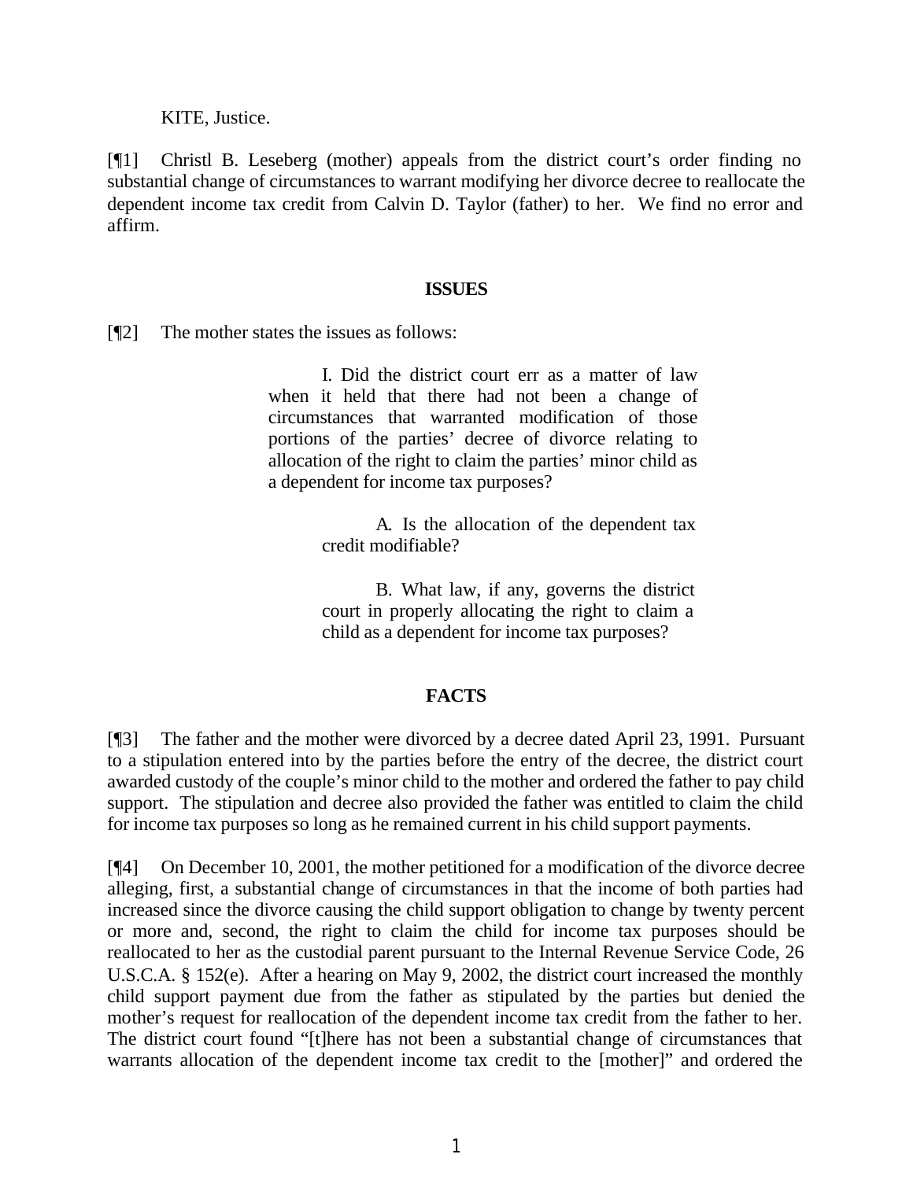KITE, Justice.

[¶1] Christl B. Leseberg (mother) appeals from the district court's order finding no substantial change of circumstances to warrant modifying her divorce decree to reallocate the dependent income tax credit from Calvin D. Taylor (father) to her. We find no error and affirm.

## ISSUES

[¶2] The mother states the issues as follows:

> I. Did the district court err as a matter of law when it held that there had not been a change of circumstances that warranted modification of those portions of the parties' decree of divorce relating to allocation of the right to claim the parties' minor child as a dependent for income tax purposes?
>
> > A. Is the allocation of the dependent tax credit modifiable?
> >
> > B. What law, if any, governs the district court in properly allocating the right to claim a child as a dependent for income tax purposes?

## FACTS

[¶3] The father and the mother were divorced by a decree dated April 23, 1991. Pursuant to a stipulation entered into by the parties before the entry of the decree, the district court awarded custody of the couple's minor child to the mother and ordered the father to pay child support. The stipulation and decree also provided the father was entitled to claim the child for income tax purposes so long as he remained current in his child support payments.

[¶4] On December 10, 2001, the mother petitioned for a modification of the divorce decree alleging, first, a substantial change of circumstances in that the income of both parties had increased since the divorce causing the child support obligation to change by twenty percent or more and, second, the right to claim the child for income tax purposes should be reallocated to her as the custodial parent pursuant to the Internal Revenue Service Code, 26 U.S.C.A. § 152(e). After a hearing on May 9, 2002, the district court increased the monthly child support payment due from the father as stipulated by the parties but denied the mother's request for reallocation of the dependent income tax credit from the father to her. The district court found "[t]here has not been a substantial change of circumstances that warrants allocation of the dependent income tax credit to the [mother]" and ordered the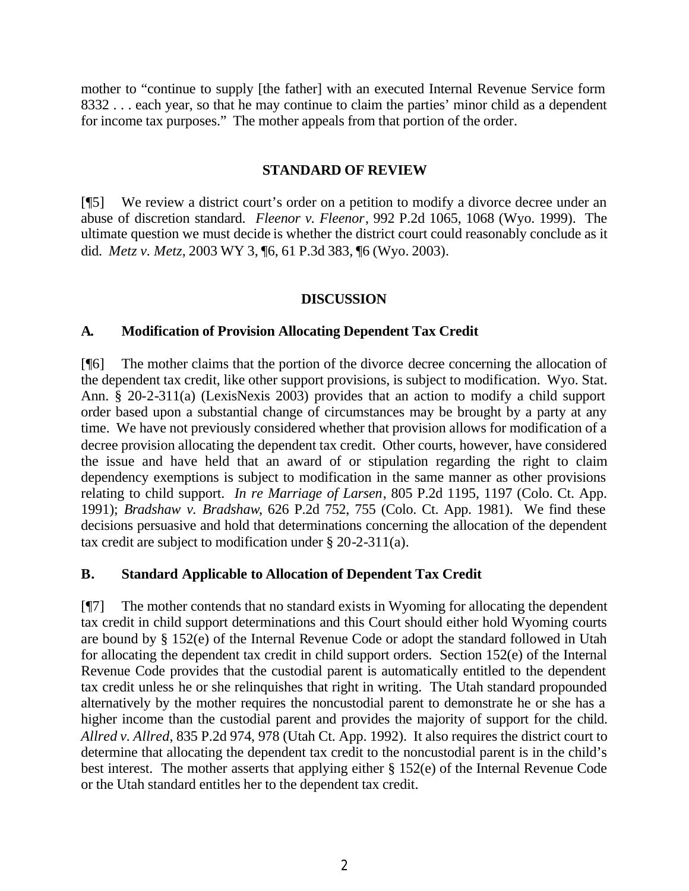mother to "continue to supply [the father] with an executed Internal Revenue Service form 8332 . . . each year, so that he may continue to claim the parties' minor child as a dependent for income tax purposes." The mother appeals from that portion of the order.

## STANDARD OF REVIEW

[¶5] We review a district court's order on a petition to modify a divorce decree under an abuse of discretion standard. *Fleenor v. Fleenor*, 992 P.2d 1065, 1068 (Wyo. 1999). The ultimate question we must decide is whether the district court could reasonably conclude as it did. *Metz v. Metz*, 2003 WY 3, ¶6, 61 P.3d 383, ¶6 (Wyo. 2003).

## DISCUSSION

### A. Modification of Provision Allocating Dependent Tax Credit

[¶6] The mother claims that the portion of the divorce decree concerning the allocation of the dependent tax credit, like other support provisions, is subject to modification. Wyo. Stat. Ann. § 20-2-311(a) (LexisNexis 2003) provides that an action to modify a child support order based upon a substantial change of circumstances may be brought by a party at any time. We have not previously considered whether that provision allows for modification of a decree provision allocating the dependent tax credit. Other courts, however, have considered the issue and have held that an award of or stipulation regarding the right to claim dependency exemptions is subject to modification in the same manner as other provisions relating to child support. *In re Marriage of Larsen*, 805 P.2d 1195, 1197 (Colo. Ct. App. 1991); *Bradshaw v. Bradshaw*, 626 P.2d 752, 755 (Colo. Ct. App. 1981). We find these decisions persuasive and hold that determinations concerning the allocation of the dependent tax credit are subject to modification under § 20-2-311(a).

### B. Standard Applicable to Allocation of Dependent Tax Credit

[¶7] The mother contends that no standard exists in Wyoming for allocating the dependent tax credit in child support determinations and this Court should either hold Wyoming courts are bound by § 152(e) of the Internal Revenue Code or adopt the standard followed in Utah for allocating the dependent tax credit in child support orders. Section 152(e) of the Internal Revenue Code provides that the custodial parent is automatically entitled to the dependent tax credit unless he or she relinquishes that right in writing. The Utah standard propounded alternatively by the mother requires the noncustodial parent to demonstrate he or she has a higher income than the custodial parent and provides the majority of support for the child. *Allred v. Allred*, 835 P.2d 974, 978 (Utah Ct. App. 1992). It also requires the district court to determine that allocating the dependent tax credit to the noncustodial parent is in the child's best interest. The mother asserts that applying either § 152(e) of the Internal Revenue Code or the Utah standard entitles her to the dependent tax credit.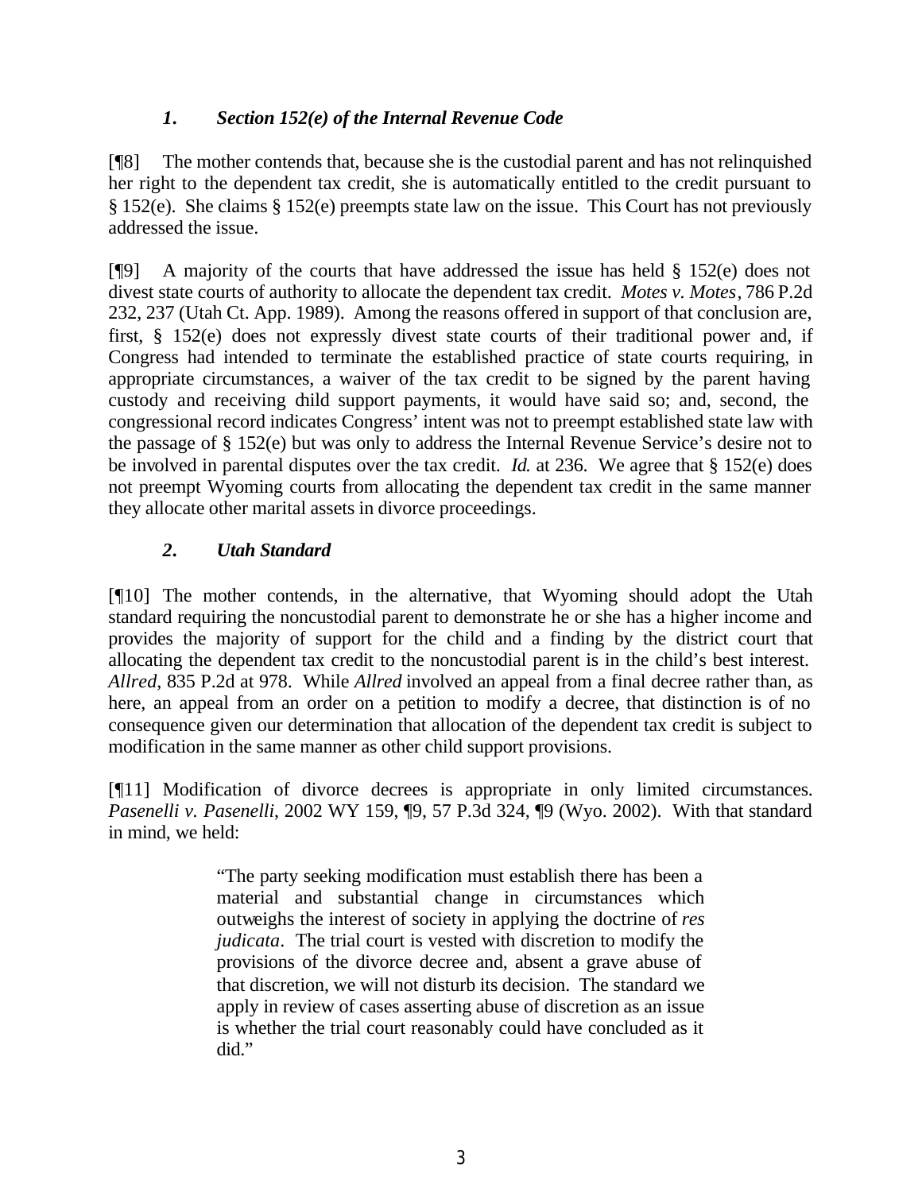### *1. Section 152(e) of the Internal Revenue Code*

[¶8] The mother contends that, because she is the custodial parent and has not relinquished her right to the dependent tax credit, she is automatically entitled to the credit pursuant to § 152(e). She claims § 152(e) preempts state law on the issue. This Court has not previously addressed the issue.

[¶9] A majority of the courts that have addressed the issue has held § 152(e) does not divest state courts of authority to allocate the dependent tax credit. *Motes v. Motes*, 786 P.2d 232, 237 (Utah Ct. App. 1989). Among the reasons offered in support of that conclusion are, first, § 152(e) does not expressly divest state courts of their traditional power and, if Congress had intended to terminate the established practice of state courts requiring, in appropriate circumstances, a waiver of the tax credit to be signed by the parent having custody and receiving child support payments, it would have said so; and, second, the congressional record indicates Congress' intent was not to preempt established state law with the passage of § 152(e) but was only to address the Internal Revenue Service's desire not to be involved in parental disputes over the tax credit. *Id.* at 236. We agree that § 152(e) does not preempt Wyoming courts from allocating the dependent tax credit in the same manner they allocate other marital assets in divorce proceedings.

### *2. Utah Standard*

[¶10] The mother contends, in the alternative, that Wyoming should adopt the Utah standard requiring the noncustodial parent to demonstrate he or she has a higher income and provides the majority of support for the child and a finding by the district court that allocating the dependent tax credit to the noncustodial parent is in the child's best interest. *Allred*, 835 P.2d at 978. While *Allred* involved an appeal from a final decree rather than, as here, an appeal from an order on a petition to modify a decree, that distinction is of no consequence given our determination that allocation of the dependent tax credit is subject to modification in the same manner as other child support provisions.

[¶11] Modification of divorce decrees is appropriate in only limited circumstances. *Pasenelli v. Pasenelli*, 2002 WY 159, ¶9, 57 P.3d 324, ¶9 (Wyo. 2002). With that standard in mind, we held:

> "The party seeking modification must establish there has been a material and substantial change in circumstances which outweighs the interest of society in applying the doctrine of *res judicata*. The trial court is vested with discretion to modify the provisions of the divorce decree and, absent a grave abuse of that discretion, we will not disturb its decision. The standard we apply in review of cases asserting abuse of discretion as an issue is whether the trial court reasonably could have concluded as it did."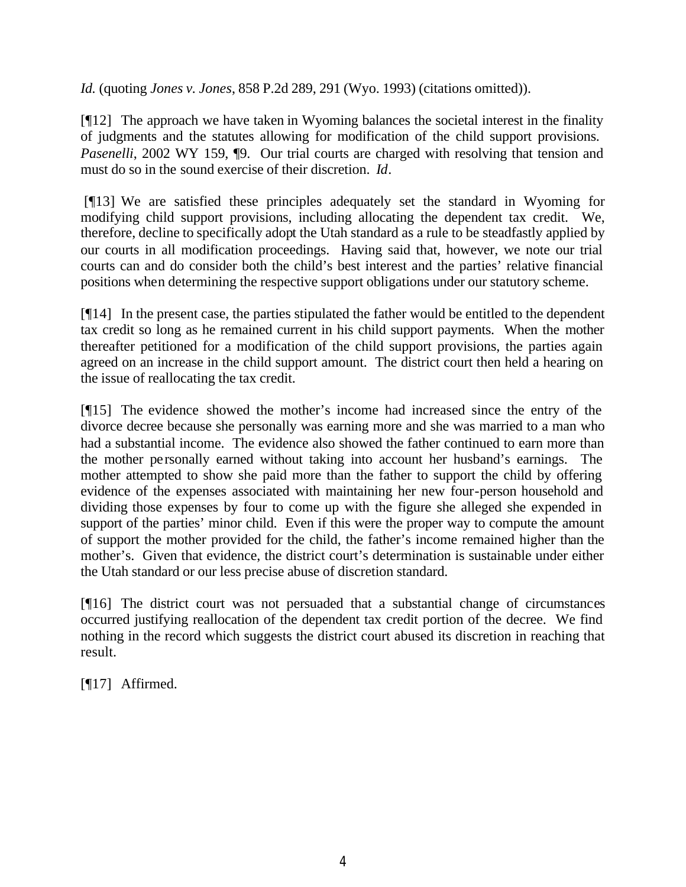*Id.* (quoting *Jones v. Jones*, 858 P.2d 289, 291 (Wyo. 1993) (citations omitted)).

[¶12] The approach we have taken in Wyoming balances the societal interest in the finality of judgments and the statutes allowing for modification of the child support provisions. *Pasenelli*, 2002 WY 159, ¶9. Our trial courts are charged with resolving that tension and must do so in the sound exercise of their discretion. *Id*.

[¶13] We are satisfied these principles adequately set the standard in Wyoming for modifying child support provisions, including allocating the dependent tax credit. We, therefore, decline to specifically adopt the Utah standard as a rule to be steadfastly applied by our courts in all modification proceedings. Having said that, however, we note our trial courts can and do consider both the child's best interest and the parties' relative financial positions when determining the respective support obligations under our statutory scheme.

[¶14] In the present case, the parties stipulated the father would be entitled to the dependent tax credit so long as he remained current in his child support payments. When the mother thereafter petitioned for a modification of the child support provisions, the parties again agreed on an increase in the child support amount. The district court then held a hearing on the issue of reallocating the tax credit.

[¶15] The evidence showed the mother's income had increased since the entry of the divorce decree because she personally was earning more and she was married to a man who had a substantial income. The evidence also showed the father continued to earn more than the mother personally earned without taking into account her husband's earnings. The mother attempted to show she paid more than the father to support the child by offering evidence of the expenses associated with maintaining her new four-person household and dividing those expenses by four to come up with the figure she alleged she expended in support of the parties' minor child. Even if this were the proper way to compute the amount of support the mother provided for the child, the father's income remained higher than the mother's. Given that evidence, the district court's determination is sustainable under either the Utah standard or our less precise abuse of discretion standard.

[¶16] The district court was not persuaded that a substantial change of circumstances occurred justifying reallocation of the dependent tax credit portion of the decree. We find nothing in the record which suggests the district court abused its discretion in reaching that result.

[¶17] Affirmed.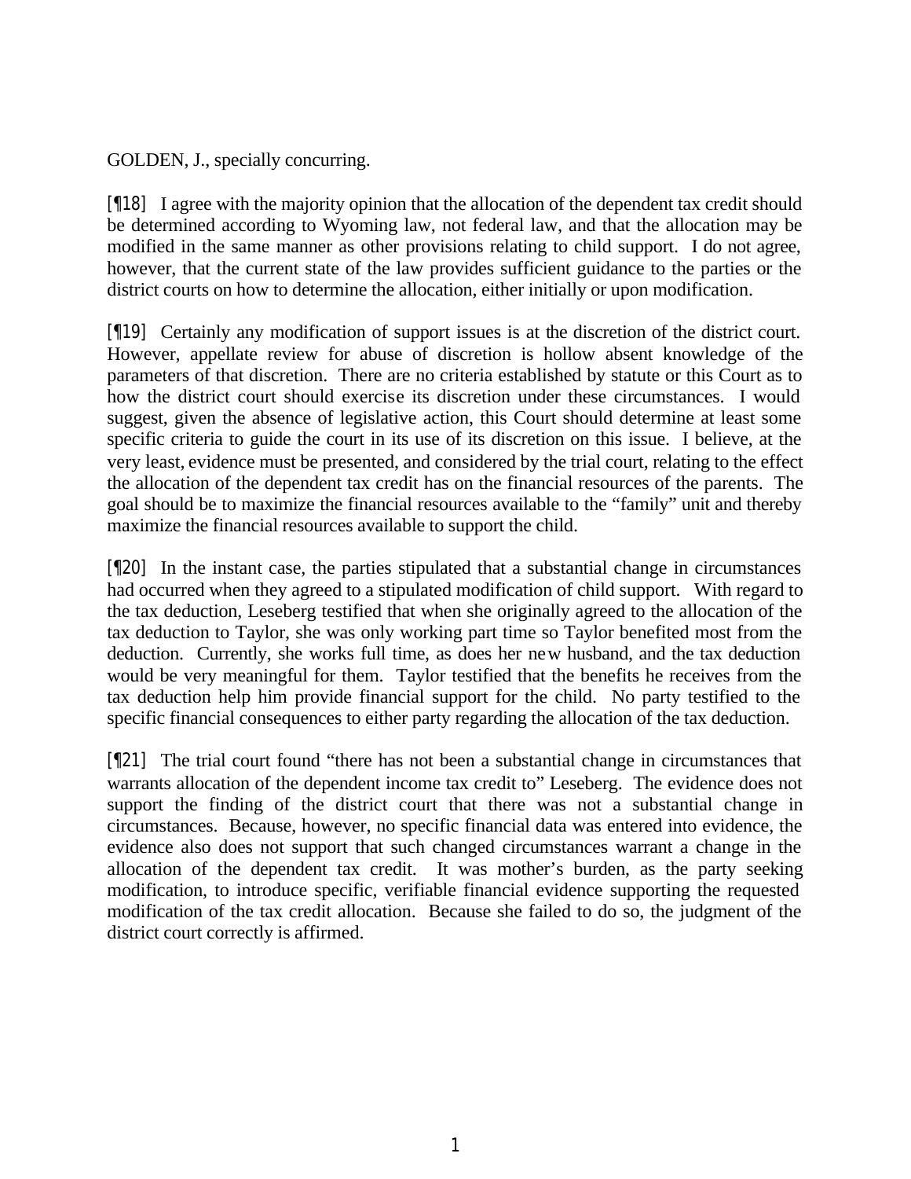GOLDEN, J., specially concurring.

[¶18] I agree with the majority opinion that the allocation of the dependent tax credit should be determined according to Wyoming law, not federal law, and that the allocation may be modified in the same manner as other provisions relating to child support. I do not agree, however, that the current state of the law provides sufficient guidance to the parties or the district courts on how to determine the allocation, either initially or upon modification.

[¶19] Certainly any modification of support issues is at the discretion of the district court. However, appellate review for abuse of discretion is hollow absent knowledge of the parameters of that discretion. There are no criteria established by statute or this Court as to how the district court should exercise its discretion under these circumstances. I would suggest, given the absence of legislative action, this Court should determine at least some specific criteria to guide the court in its use of its discretion on this issue. I believe, at the very least, evidence must be presented, and considered by the trial court, relating to the effect the allocation of the dependent tax credit has on the financial resources of the parents. The goal should be to maximize the financial resources available to the "family" unit and thereby maximize the financial resources available to support the child.

[¶20] In the instant case, the parties stipulated that a substantial change in circumstances had occurred when they agreed to a stipulated modification of child support. With regard to the tax deduction, Leseberg testified that when she originally agreed to the allocation of the tax deduction to Taylor, she was only working part time so Taylor benefited most from the deduction. Currently, she works full time, as does her new husband, and the tax deduction would be very meaningful for them. Taylor testified that the benefits he receives from the tax deduction help him provide financial support for the child. No party testified to the specific financial consequences to either party regarding the allocation of the tax deduction.

[¶21] The trial court found "there has not been a substantial change in circumstances that warrants allocation of the dependent income tax credit to" Leseberg. The evidence does not support the finding of the district court that there was not a substantial change in circumstances. Because, however, no specific financial data was entered into evidence, the evidence also does not support that such changed circumstances warrant a change in the allocation of the dependent tax credit. It was mother's burden, as the party seeking modification, to introduce specific, verifiable financial evidence supporting the requested modification of the tax credit allocation. Because she failed to do so, the judgment of the district court correctly is affirmed.